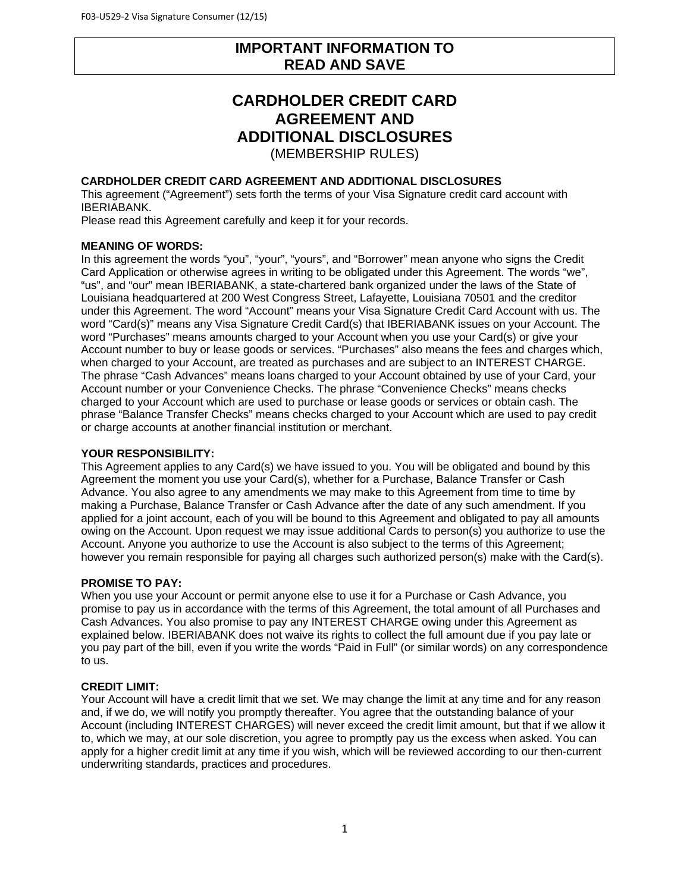**IMPORTANT INFORMATION TO READ AND SAVE**

# CARDHOLDER CREDIT CARD AGREEMENT AND ADDITIONAL DISCLOSURES

(MEMBERSHIP RULES)

## CARDHOLDER CREDIT CARD AGREEMENT AND ADDITIONAL DISCLOSURES

This agreement (“Agreement”) sets forth the terms of your Visa Signature credit card account with IBERIABANK.

Please read this Agreement carefully and keep it for your records.

## MEANING OF WORDS:

In this agreement the words “you”, “your”, “yours”, and “Borrower” mean anyone who signs the Credit Card Application or otherwise agrees in writing to be obligated under this Agreement. The words “we”, “us”, and “our” mean IBERIABANK, a state-chartered bank organized under the laws of the State of Louisiana headquartered at 200 West Congress Street, Lafayette, Louisiana 70501 and the creditor under this Agreement. The word “Account” means your Visa Signature Credit Card Account with us. The word “Card(s)” means any Visa Signature Credit Card(s) that IBERIABANK issues on your Account. The word “Purchases” means amounts charged to your Account when you use your Card(s) or give your Account number to buy or lease goods or services. “Purchases” also means the fees and charges which, when charged to your Account, are treated as purchases and are subject to an INTEREST CHARGE. The phrase “Cash Advances” means loans charged to your Account obtained by use of your Card, your Account number or your Convenience Checks. The phrase “Convenience Checks” means checks charged to your Account which are used to purchase or lease goods or services or obtain cash. The phrase “Balance Transfer Checks” means checks charged to your Account which are used to pay credit or charge accounts at another financial institution or merchant.

## YOUR RESPONSIBILITY:

This Agreement applies to any Card(s) we have issued to you. You will be obligated and bound by this Agreement the moment you use your Card(s), whether for a Purchase, Balance Transfer or Cash Advance. You also agree to any amendments we may make to this Agreement from time to time by making a Purchase, Balance Transfer or Cash Advance after the date of any such amendment. If you applied for a joint account, each of you will be bound to this Agreement and obligated to pay all amounts owing on the Account. Upon request we may issue additional Cards to person(s) you authorize to use the Account. Anyone you authorize to use the Account is also subject to the terms of this Agreement; however you remain responsible for paying all charges such authorized person(s) make with the Card(s).

## PROMISE TO PAY:

When you use your Account or permit anyone else to use it for a Purchase or Cash Advance, you promise to pay us in accordance with the terms of this Agreement, the total amount of all Purchases and Cash Advances. You also promise to pay any INTEREST CHARGE owing under this Agreement as explained below. IBERIABANK does not waive its rights to collect the full amount due if you pay late or you pay part of the bill, even if you write the words “Paid in Full” (or similar words) on any correspondence to us.

## CREDIT LIMIT:

Your Account will have a credit limit that we set. We may change the limit at any time and for any reason and, if we do, we will notify you promptly thereafter. You agree that the outstanding balance of your Account (including INTEREST CHARGES) will never exceed the credit limit amount, but that if we allow it to, which we may, at our sole discretion, you agree to promptly pay us the excess when asked. You can apply for a higher credit limit at any time if you wish, which will be reviewed according to our then-current underwriting standards, practices and procedures.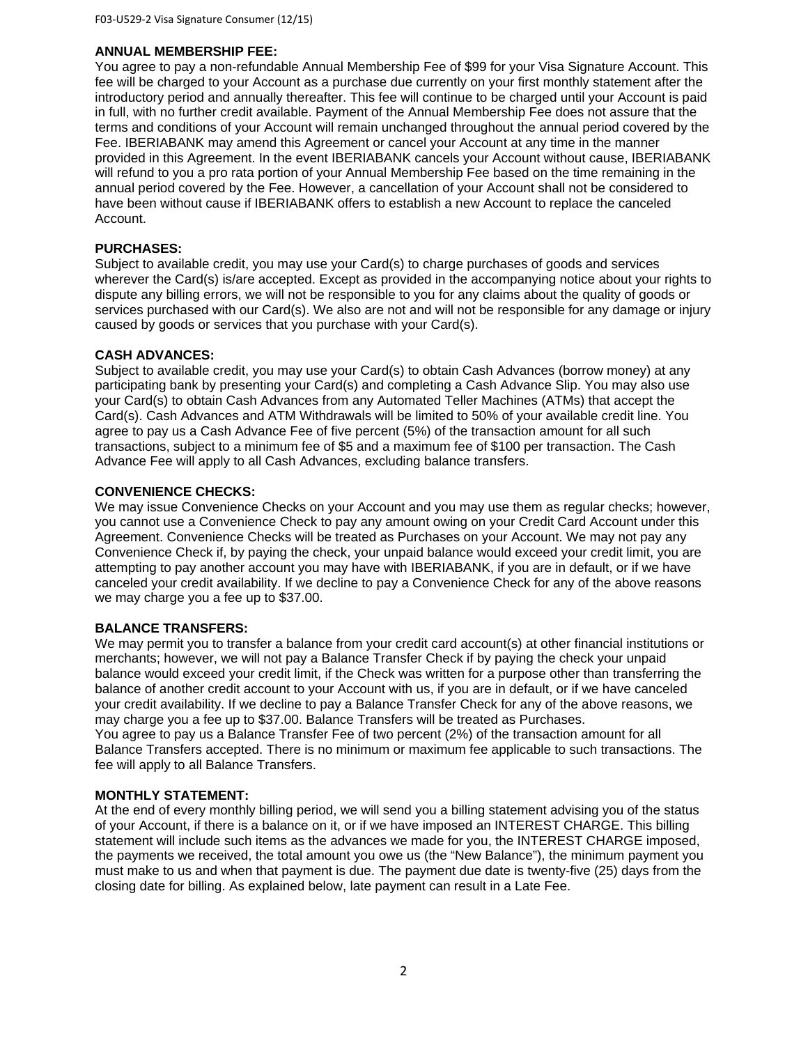## ANNUAL MEMBERSHIP FEE:

You agree to pay a non-refundable Annual Membership Fee of $99 for your Visa Signature Account. This fee will be charged to your Account as a purchase due currently on your first monthly statement after the introductory period and annually thereafter. This fee will continue to be charged until your Account is paid in full, with no further credit available. Payment of the Annual Membership Fee does not assure that the terms and conditions of your Account will remain unchanged throughout the annual period covered by the Fee. IBERIABANK may amend this Agreement or cancel your Account at any time in the manner provided in this Agreement. In the event IBERIABANK cancels your Account without cause, IBERIABANK will refund to you a pro rata portion of your Annual Membership Fee based on the time remaining in the annual period covered by the Fee. However, a cancellation of your Account shall not be considered to have been without cause if IBERIABANK offers to establish a new Account to replace the canceled Account.

## PURCHASES:

Subject to available credit, you may use your Card(s) to charge purchases of goods and services wherever the Card(s) is/are accepted. Except as provided in the accompanying notice about your rights to dispute any billing errors, we will not be responsible to you for any claims about the quality of goods or services purchased with our Card(s). We also are not and will not be responsible for any damage or injury caused by goods or services that you purchase with your Card(s).

## CASH ADVANCES:

Subject to available credit, you may use your Card(s) to obtain Cash Advances (borrow money) at any participating bank by presenting your Card(s) and completing a Cash Advance Slip. You may also use your Card(s) to obtain Cash Advances from any Automated Teller Machines (ATMs) that accept the Card(s). Cash Advances and ATM Withdrawals will be limited to 50% of your available credit line. You agree to pay us a Cash Advance Fee of five percent (5%) of the transaction amount for all such transactions, subject to a minimum fee of $5 and a maximum fee of $100 per transaction. The Cash Advance Fee will apply to all Cash Advances, excluding balance transfers.

## CONVENIENCE CHECKS:

We may issue Convenience Checks on your Account and you may use them as regular checks; however, you cannot use a Convenience Check to pay any amount owing on your Credit Card Account under this Agreement. Convenience Checks will be treated as Purchases on your Account. We may not pay any Convenience Check if, by paying the check, your unpaid balance would exceed your credit limit, you are attempting to pay another account you may have with IBERIABANK, if you are in default, or if we have canceled your credit availability. If we decline to pay a Convenience Check for any of the above reasons we may charge you a fee up to $37.00.

## BALANCE TRANSFERS:

We may permit you to transfer a balance from your credit card account(s) at other financial institutions or merchants; however, we will not pay a Balance Transfer Check if by paying the check your unpaid balance would exceed your credit limit, if the Check was written for a purpose other than transferring the balance of another credit account to your Account with us, if you are in default, or if we have canceled your credit availability. If we decline to pay a Balance Transfer Check for any of the above reasons, we may charge you a fee up to $37.00. Balance Transfers will be treated as Purchases.

You agree to pay us a Balance Transfer Fee of two percent (2%) of the transaction amount for all Balance Transfers accepted. There is no minimum or maximum fee applicable to such transactions. The fee will apply to all Balance Transfers.

## MONTHLY STATEMENT:

At the end of every monthly billing period, we will send you a billing statement advising you of the status of your Account, if there is a balance on it, or if we have imposed an INTEREST CHARGE. This billing statement will include such items as the advances we made for you, the INTEREST CHARGE imposed, the payments we received, the total amount you owe us (the "New Balance"), the minimum payment you must make to us and when that payment is due. The payment due date is twenty-five (25) days from the closing date for billing. As explained below, late payment can result in a Late Fee.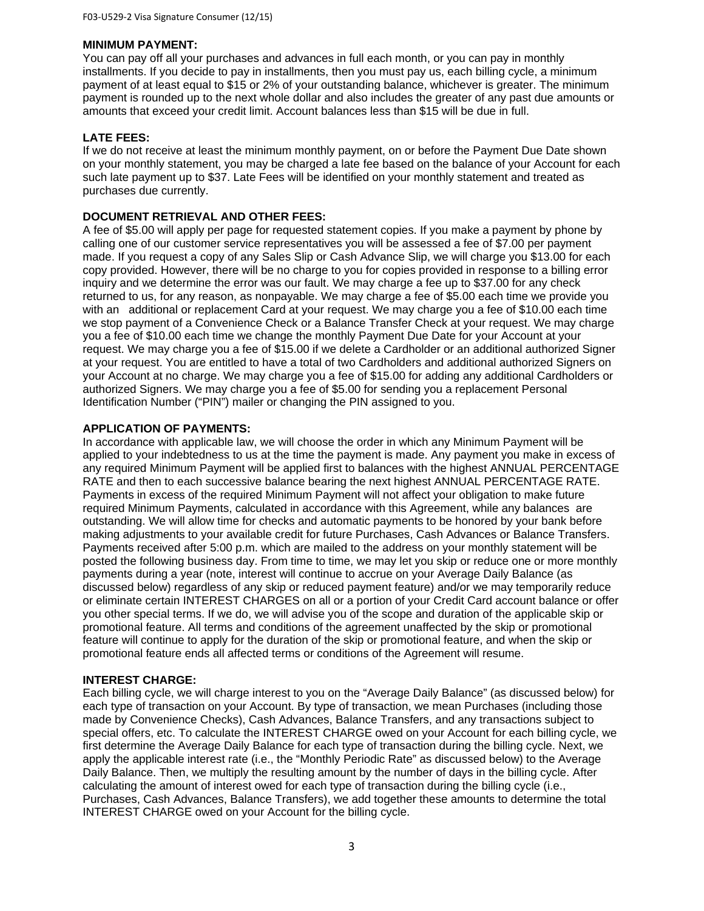**MINIMUM PAYMENT:**
You can pay off all your purchases and advances in full each month, or you can pay in monthly installments. If you decide to pay in installments, then you must pay us, each billing cycle, a minimum payment of at least equal to $15 or 2% of your outstanding balance, whichever is greater. The minimum payment is rounded up to the next whole dollar and also includes the greater of any past due amounts or amounts that exceed your credit limit. Account balances less than $15 will be due in full.

**LATE FEES:**
If we do not receive at least the minimum monthly payment, on or before the Payment Due Date shown on your monthly statement, you may be charged a late fee based on the balance of your Account for each such late payment up to $37. Late Fees will be identified on your monthly statement and treated as purchases due currently.

**DOCUMENT RETRIEVAL AND OTHER FEES:**
A fee of $5.00 will apply per page for requested statement copies. If you make a payment by phone by calling one of our customer service representatives you will be assessed a fee of $7.00 per payment made. If you request a copy of any Sales Slip or Cash Advance Slip, we will charge you $13.00 for each copy provided. However, there will be no charge to you for copies provided in response to a billing error inquiry and we determine the error was our fault. We may charge a fee up to $37.00 for any check returned to us, for any reason, as nonpayable. We may charge a fee of $5.00 each time we provide you with an additional or replacement Card at your request. We may charge you a fee of $10.00 each time we stop payment of a Convenience Check or a Balance Transfer Check at your request. We may charge you a fee of $10.00 each time we change the monthly Payment Due Date for your Account at your request. We may charge you a fee of $15.00 if we delete a Cardholder or an additional authorized Signer at your request. You are entitled to have a total of two Cardholders and additional authorized Signers on your Account at no charge. We may charge you a fee of $15.00 for adding any additional Cardholders or authorized Signers. We may charge you a fee of $5.00 for sending you a replacement Personal Identification Number ("PIN") mailer or changing the PIN assigned to you.

**APPLICATION OF PAYMENTS:**
In accordance with applicable law, we will choose the order in which any Minimum Payment will be applied to your indebtedness to us at the time the payment is made. Any payment you make in excess of any required Minimum Payment will be applied first to balances with the highest ANNUAL PERCENTAGE RATE and then to each successive balance bearing the next highest ANNUAL PERCENTAGE RATE. Payments in excess of the required Minimum Payment will not affect your obligation to make future required Minimum Payments, calculated in accordance with this Agreement, while any balances are outstanding. We will allow time for checks and automatic payments to be honored by your bank before making adjustments to your available credit for future Purchases, Cash Advances or Balance Transfers. Payments received after 5:00 p.m. which are mailed to the address on your monthly statement will be posted the following business day. From time to time, we may let you skip or reduce one or more monthly payments during a year (note, interest will continue to accrue on your Average Daily Balance (as discussed below) regardless of any skip or reduced payment feature) and/or we may temporarily reduce or eliminate certain INTEREST CHARGES on all or a portion of your Credit Card account balance or offer you other special terms. If we do, we will advise you of the scope and duration of the applicable skip or promotional feature. All terms and conditions of the agreement unaffected by the skip or promotional feature will continue to apply for the duration of the skip or promotional feature, and when the skip or promotional feature ends all affected terms or conditions of the Agreement will resume.

**INTEREST CHARGE:**
Each billing cycle, we will charge interest to you on the "Average Daily Balance" (as discussed below) for each type of transaction on your Account. By type of transaction, we mean Purchases (including those made by Convenience Checks), Cash Advances, Balance Transfers, and any transactions subject to special offers, etc. To calculate the INTEREST CHARGE owed on your Account for each billing cycle, we first determine the Average Daily Balance for each type of transaction during the billing cycle. Next, we apply the applicable interest rate (i.e., the "Monthly Periodic Rate" as discussed below) to the Average Daily Balance. Then, we multiply the resulting amount by the number of days in the billing cycle. After calculating the amount of interest owed for each type of transaction during the billing cycle (i.e., Purchases, Cash Advances, Balance Transfers), we add together these amounts to determine the total INTEREST CHARGE owed on your Account for the billing cycle.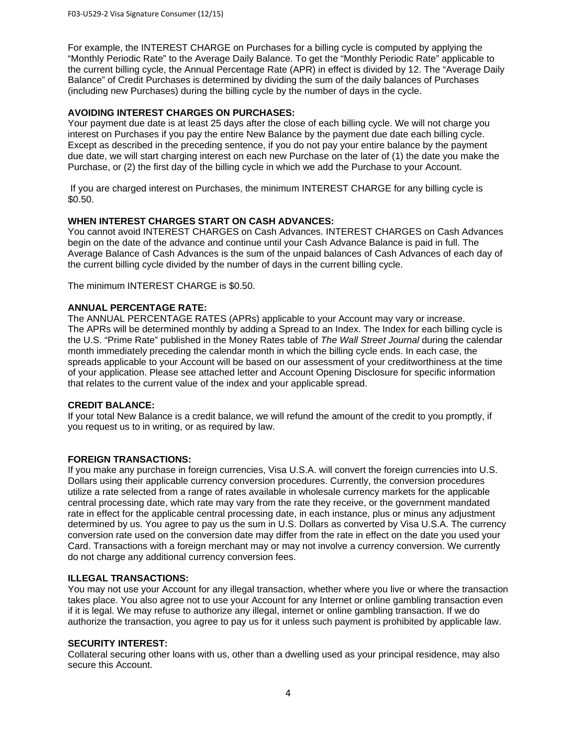For example, the INTEREST CHARGE on Purchases for a billing cycle is computed by applying the "Monthly Periodic Rate" to the Average Daily Balance. To get the "Monthly Periodic Rate" applicable to the current billing cycle, the Annual Percentage Rate (APR) in effect is divided by 12. The "Average Daily Balance" of Credit Purchases is determined by dividing the sum of the daily balances of Purchases (including new Purchases) during the billing cycle by the number of days in the cycle.

**AVOIDING INTEREST CHARGES ON PURCHASES:**
Your payment due date is at least 25 days after the close of each billing cycle. We will not charge you interest on Purchases if you pay the entire New Balance by the payment due date each billing cycle. Except as described in the preceding sentence, if you do not pay your entire balance by the payment due date, we will start charging interest on each new Purchase on the later of (1) the date you make the Purchase, or (2) the first day of the billing cycle in which we add the Purchase to your Account.

If you are charged interest on Purchases, the minimum INTEREST CHARGE for any billing cycle is $0.50.

**WHEN INTEREST CHARGES START ON CASH ADVANCES:**
You cannot avoid INTEREST CHARGES on Cash Advances. INTEREST CHARGES on Cash Advances begin on the date of the advance and continue until your Cash Advance Balance is paid in full. The Average Balance of Cash Advances is the sum of the unpaid balances of Cash Advances of each day of the current billing cycle divided by the number of days in the current billing cycle.

The minimum INTEREST CHARGE is $0.50.

**ANNUAL PERCENTAGE RATE:**
The ANNUAL PERCENTAGE RATES (APRs) applicable to your Account may vary or increase. The APRs will be determined monthly by adding a Spread to an Index. The Index for each billing cycle is the U.S. "Prime Rate" published in the Money Rates table of *The Wall Street Journal* during the calendar month immediately preceding the calendar month in which the billing cycle ends. In each case, the spreads applicable to your Account will be based on our assessment of your creditworthiness at the time of your application. Please see attached letter and Account Opening Disclosure for specific information that relates to the current value of the index and your applicable spread.

**CREDIT BALANCE:**
If your total New Balance is a credit balance, we will refund the amount of the credit to you promptly, if you request us to in writing, or as required by law.

**FOREIGN TRANSACTIONS:**
If you make any purchase in foreign currencies, Visa U.S.A. will convert the foreign currencies into U.S. Dollars using their applicable currency conversion procedures. Currently, the conversion procedures utilize a rate selected from a range of rates available in wholesale currency markets for the applicable central processing date, which rate may vary from the rate they receive, or the government mandated rate in effect for the applicable central processing date, in each instance, plus or minus any adjustment determined by us. You agree to pay us the sum in U.S. Dollars as converted by Visa U.S.A. The currency conversion rate used on the conversion date may differ from the rate in effect on the date you used your Card. Transactions with a foreign merchant may or may not involve a currency conversion. We currently do not charge any additional currency conversion fees.

**ILLEGAL TRANSACTIONS:**
You may not use your Account for any illegal transaction, whether where you live or where the transaction takes place. You also agree not to use your Account for any Internet or online gambling transaction even if it is legal. We may refuse to authorize any illegal, internet or online gambling transaction. If we do authorize the transaction, you agree to pay us for it unless such payment is prohibited by applicable law.

**SECURITY INTEREST:**
Collateral securing other loans with us, other than a dwelling used as your principal residence, may also secure this Account.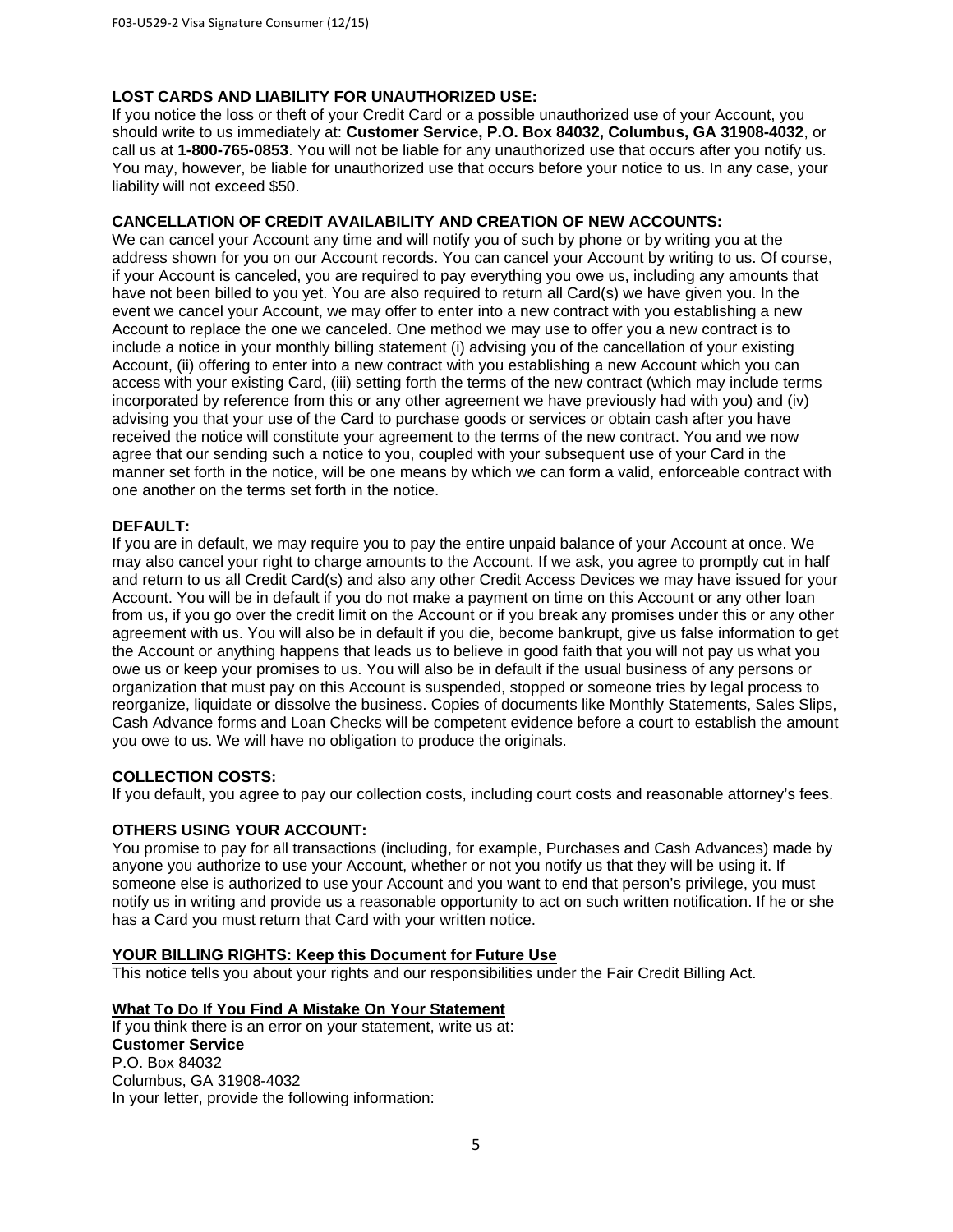**LOST CARDS AND LIABILITY FOR UNAUTHORIZED USE:**
If you notice the loss or theft of your Credit Card or a possible unauthorized use of your Account, you should write to us immediately at: **Customer Service, P.O. Box 84032, Columbus, GA 31908-4032**, or call us at **1-800-765-0853**. You will not be liable for any unauthorized use that occurs after you notify us. You may, however, be liable for unauthorized use that occurs before your notice to us. In any case, your liability will not exceed $50.

**CANCELLATION OF CREDIT AVAILABILITY AND CREATION OF NEW ACCOUNTS:**
We can cancel your Account any time and will notify you of such by phone or by writing you at the address shown for you on our Account records. You can cancel your Account by writing to us. Of course, if your Account is canceled, you are required to pay everything you owe us, including any amounts that have not been billed to you yet. You are also required to return all Card(s) we have given you. In the event we cancel your Account, we may offer to enter into a new contract with you establishing a new Account to replace the one we canceled. One method we may use to offer you a new contract is to include a notice in your monthly billing statement (i) advising you of the cancellation of your existing Account, (ii) offering to enter into a new contract with you establishing a new Account which you can access with your existing Card, (iii) setting forth the terms of the new contract (which may include terms incorporated by reference from this or any other agreement we have previously had with you) and (iv) advising you that your use of the Card to purchase goods or services or obtain cash after you have received the notice will constitute your agreement to the terms of the new contract. You and we now agree that our sending such a notice to you, coupled with your subsequent use of your Card in the manner set forth in the notice, will be one means by which we can form a valid, enforceable contract with one another on the terms set forth in the notice.

**DEFAULT:**
If you are in default, we may require you to pay the entire unpaid balance of your Account at once. We may also cancel your right to charge amounts to the Account. If we ask, you agree to promptly cut in half and return to us all Credit Card(s) and also any other Credit Access Devices we may have issued for your Account. You will be in default if you do not make a payment on time on this Account or any other loan from us, if you go over the credit limit on the Account or if you break any promises under this or any other agreement with us. You will also be in default if you die, become bankrupt, give us false information to get the Account or anything happens that leads us to believe in good faith that you will not pay us what you owe us or keep your promises to us. You will also be in default if the usual business of any persons or organization that must pay on this Account is suspended, stopped or someone tries by legal process to reorganize, liquidate or dissolve the business. Copies of documents like Monthly Statements, Sales Slips, Cash Advance forms and Loan Checks will be competent evidence before a court to establish the amount you owe to us. We will have no obligation to produce the originals.

**COLLECTION COSTS:**
If you default, you agree to pay our collection costs, including court costs and reasonable attorney's fees.

**OTHERS USING YOUR ACCOUNT:**
You promise to pay for all transactions (including, for example, Purchases and Cash Advances) made by anyone you authorize to use your Account, whether or not you notify us that they will be using it. If someone else is authorized to use your Account and you want to end that person's privilege, you must notify us in writing and provide us a reasonable opportunity to act on such written notification. If he or she has a Card you must return that Card with your written notice.

**YOUR BILLING RIGHTS: Keep this Document for Future Use**
This notice tells you about your rights and our responsibilities under the Fair Credit Billing Act.

**What To Do If You Find A Mistake On Your Statement**
If you think there is an error on your statement, write us at:
**Customer Service**
P.O. Box 84032
Columbus, GA 31908-4032
In your letter, provide the following information: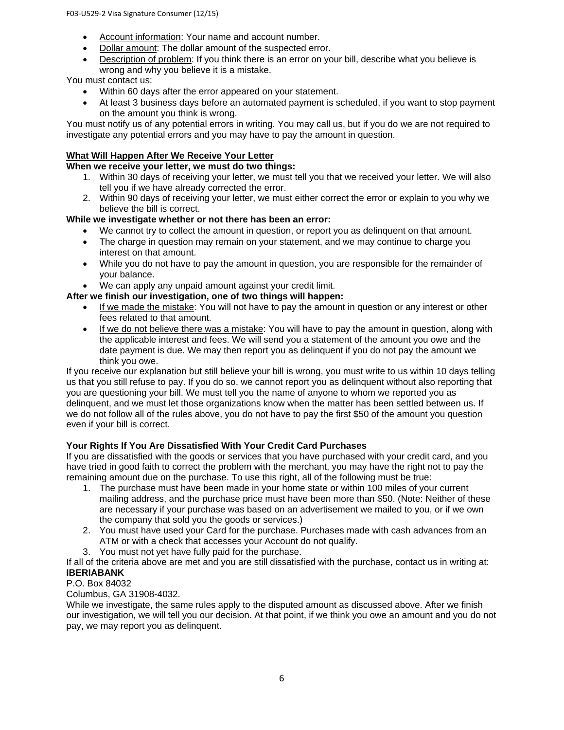- Account information: Your name and account number.
- Dollar amount: The dollar amount of the suspected error.
- Description of problem: If you think there is an error on your bill, describe what you believe is wrong and why you believe it is a mistake.

You must contact us:

- Within 60 days after the error appeared on your statement.
- At least 3 business days before an automated payment is scheduled, if you want to stop payment on the amount you think is wrong.

You must notify us of any potential errors in writing. You may call us, but if you do we are not required to investigate any potential errors and you may have to pay the amount in question.

**What Will Happen After We Receive Your Letter**

**When we receive your letter, we must do two things:**

1. Within 30 days of receiving your letter, we must tell you that we received your letter. We will also tell you if we have already corrected the error.
2. Within 90 days of receiving your letter, we must either correct the error or explain to you why we believe the bill is correct.

**While we investigate whether or not there has been an error:**

- We cannot try to collect the amount in question, or report you as delinquent on that amount.
- The charge in question may remain on your statement, and we may continue to charge you interest on that amount.
- While you do not have to pay the amount in question, you are responsible for the remainder of your balance.
- We can apply any unpaid amount against your credit limit.

**After we finish our investigation, one of two things will happen:**

- If we made the mistake: You will not have to pay the amount in question or any interest or other fees related to that amount.
- If we do not believe there was a mistake: You will have to pay the amount in question, along with the applicable interest and fees. We will send you a statement of the amount you owe and the date payment is due. We may then report you as delinquent if you do not pay the amount we think you owe.

If you receive our explanation but still believe your bill is wrong, you must write to us within 10 days telling us that you still refuse to pay. If you do so, we cannot report you as delinquent without also reporting that you are questioning your bill. We must tell you the name of anyone to whom we reported you as delinquent, and we must let those organizations know when the matter has been settled between us. If we do not follow all of the rules above, you do not have to pay the first $50 of the amount you question even if your bill is correct.

**Your Rights If You Are Dissatisfied With Your Credit Card Purchases**

If you are dissatisfied with the goods or services that you have purchased with your credit card, and you have tried in good faith to correct the problem with the merchant, you may have the right not to pay the remaining amount due on the purchase. To use this right, all of the following must be true:

1. The purchase must have been made in your home state or within 100 miles of your current mailing address, and the purchase price must have been more than $50. (Note: Neither of these are necessary if your purchase was based on an advertisement we mailed to you, or if we own the company that sold you the goods or services.)
2. You must have used your Card for the purchase. Purchases made with cash advances from an ATM or with a check that accesses your Account do not qualify.
3. You must not yet have fully paid for the purchase.

If all of the criteria above are met and you are still dissatisfied with the purchase, contact us in writing at:

**IBERIABANK**

P.O. Box 84032

Columbus, GA 31908-4032.

While we investigate, the same rules apply to the disputed amount as discussed above. After we finish our investigation, we will tell you our decision. At that point, if we think you owe an amount and you do not pay, we may report you as delinquent.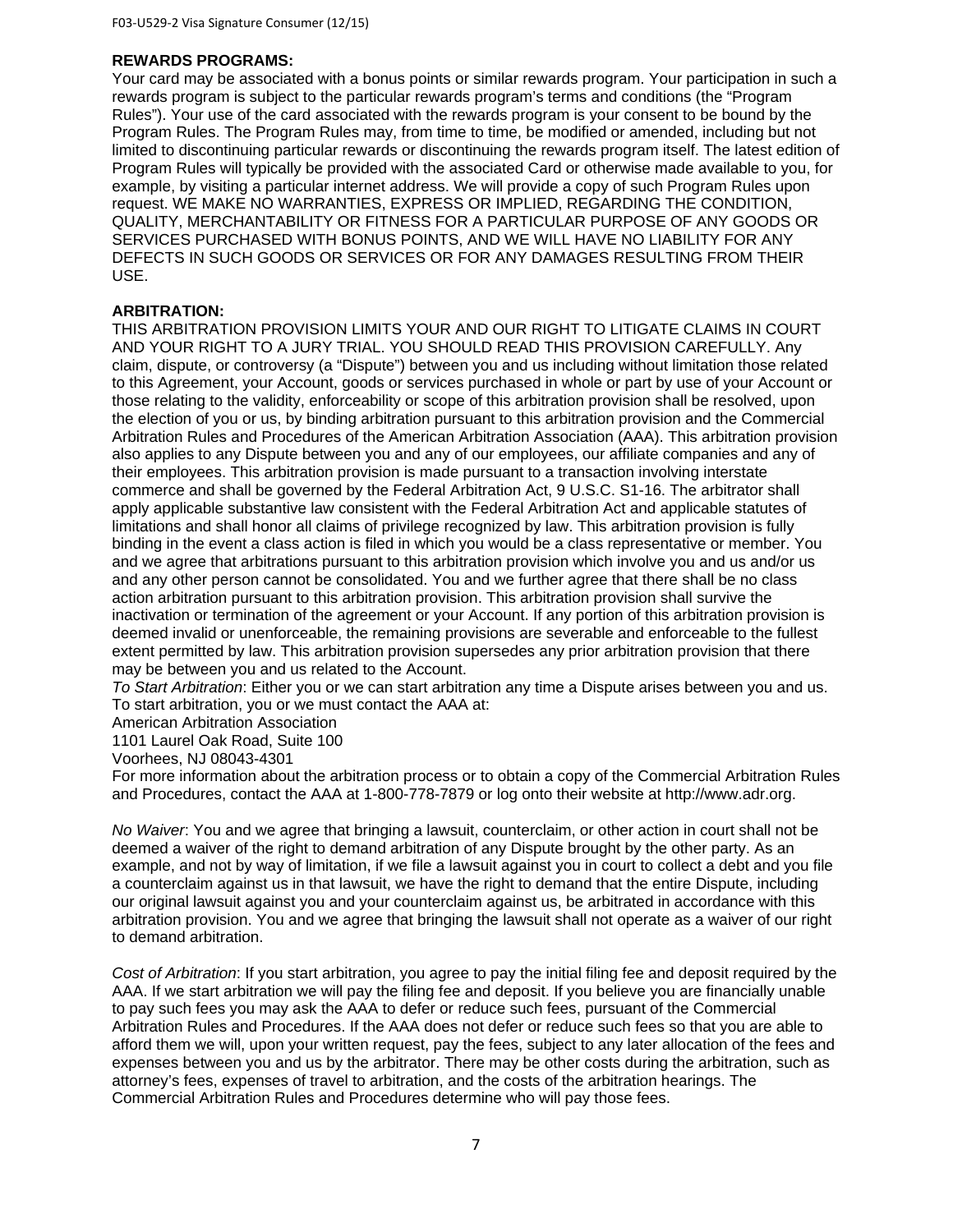**REWARDS PROGRAMS:**
Your card may be associated with a bonus points or similar rewards program. Your participation in such a rewards program is subject to the particular rewards program's terms and conditions (the "Program Rules"). Your use of the card associated with the rewards program is your consent to be bound by the Program Rules. The Program Rules may, from time to time, be modified or amended, including but not limited to discontinuing particular rewards or discontinuing the rewards program itself. The latest edition of Program Rules will typically be provided with the associated Card or otherwise made available to you, for example, by visiting a particular internet address. We will provide a copy of such Program Rules upon request. WE MAKE NO WARRANTIES, EXPRESS OR IMPLIED, REGARDING THE CONDITION, QUALITY, MERCHANTABILITY OR FITNESS FOR A PARTICULAR PURPOSE OF ANY GOODS OR SERVICES PURCHASED WITH BONUS POINTS, AND WE WILL HAVE NO LIABILITY FOR ANY DEFECTS IN SUCH GOODS OR SERVICES OR FOR ANY DAMAGES RESULTING FROM THEIR USE.

**ARBITRATION:**
THIS ARBITRATION PROVISION LIMITS YOUR AND OUR RIGHT TO LITIGATE CLAIMS IN COURT AND YOUR RIGHT TO A JURY TRIAL. YOU SHOULD READ THIS PROVISION CAREFULLY. Any claim, dispute, or controversy (a "Dispute") between you and us including without limitation those related to this Agreement, your Account, goods or services purchased in whole or part by use of your Account or those relating to the validity, enforceability or scope of this arbitration provision shall be resolved, upon the election of you or us, by binding arbitration pursuant to this arbitration provision and the Commercial Arbitration Rules and Procedures of the American Arbitration Association (AAA). This arbitration provision also applies to any Dispute between you and any of our employees, our affiliate companies and any of their employees. This arbitration provision is made pursuant to a transaction involving interstate commerce and shall be governed by the Federal Arbitration Act, 9 U.S.C. S1-16. The arbitrator shall apply applicable substantive law consistent with the Federal Arbitration Act and applicable statutes of limitations and shall honor all claims of privilege recognized by law. This arbitration provision is fully binding in the event a class action is filed in which you would be a class representative or member. You and we agree that arbitrations pursuant to this arbitration provision which involve you and us and/or us and any other person cannot be consolidated. You and we further agree that there shall be no class action arbitration pursuant to this arbitration provision. This arbitration provision shall survive the inactivation or termination of the agreement or your Account. If any portion of this arbitration provision is deemed invalid or unenforceable, the remaining provisions are severable and enforceable to the fullest extent permitted by law. This arbitration provision supersedes any prior arbitration provision that there may be between you and us related to the Account.

*To Start Arbitration*: Either you or we can start arbitration any time a Dispute arises between you and us. To start arbitration, you or we must contact the AAA at:
American Arbitration Association
1101 Laurel Oak Road, Suite 100
Voorhees, NJ 08043-4301
For more information about the arbitration process or to obtain a copy of the Commercial Arbitration Rules and Procedures, contact the AAA at 1-800-778-7879 or log onto their website at http://www.adr.org.

*No Waiver*: You and we agree that bringing a lawsuit, counterclaim, or other action in court shall not be deemed a waiver of the right to demand arbitration of any Dispute brought by the other party. As an example, and not by way of limitation, if we file a lawsuit against you in court to collect a debt and you file a counterclaim against us in that lawsuit, we have the right to demand that the entire Dispute, including our original lawsuit against you and your counterclaim against us, be arbitrated in accordance with this arbitration provision. You and we agree that bringing the lawsuit shall not operate as a waiver of our right to demand arbitration.

*Cost of Arbitration*: If you start arbitration, you agree to pay the initial filing fee and deposit required by the AAA. If we start arbitration we will pay the filing fee and deposit. If you believe you are financially unable to pay such fees you may ask the AAA to defer or reduce such fees, pursuant of the Commercial Arbitration Rules and Procedures. If the AAA does not defer or reduce such fees so that you are able to afford them we will, upon your written request, pay the fees, subject to any later allocation of the fees and expenses between you and us by the arbitrator. There may be other costs during the arbitration, such as attorney's fees, expenses of travel to arbitration, and the costs of the arbitration hearings. The Commercial Arbitration Rules and Procedures determine who will pay those fees.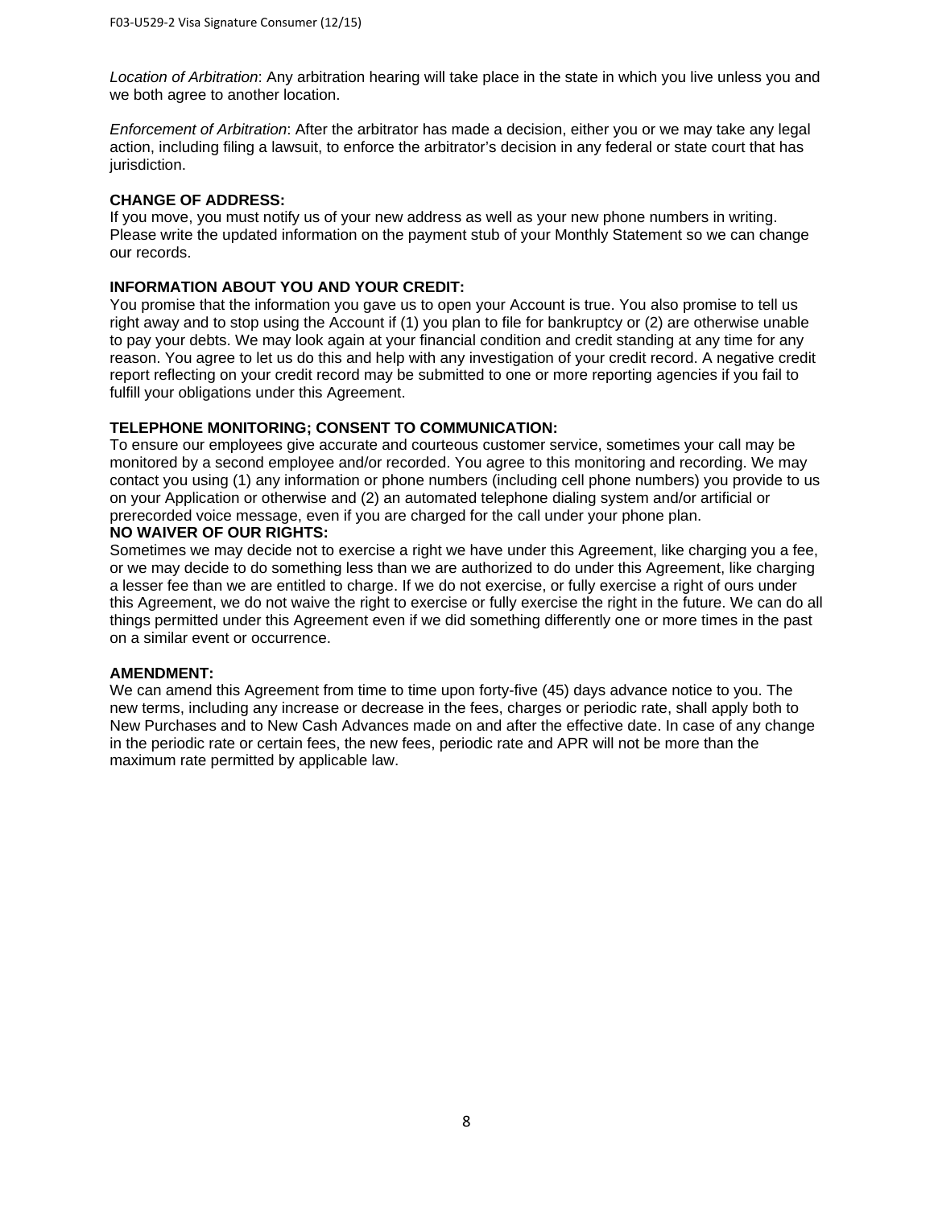*Location of Arbitration*: Any arbitration hearing will take place in the state in which you live unless you and we both agree to another location.

*Enforcement of Arbitration*: After the arbitrator has made a decision, either you or we may take any legal action, including filing a lawsuit, to enforce the arbitrator's decision in any federal or state court that has jurisdiction.

**CHANGE OF ADDRESS:**

If you move, you must notify us of your new address as well as your new phone numbers in writing. Please write the updated information on the payment stub of your Monthly Statement so we can change our records.

**INFORMATION ABOUT YOU AND YOUR CREDIT:**

You promise that the information you gave us to open your Account is true. You also promise to tell us right away and to stop using the Account if (1) you plan to file for bankruptcy or (2) are otherwise unable to pay your debts. We may look again at your financial condition and credit standing at any time for any reason. You agree to let us do this and help with any investigation of your credit record. A negative credit report reflecting on your credit record may be submitted to one or more reporting agencies if you fail to fulfill your obligations under this Agreement.

**TELEPHONE MONITORING; CONSENT TO COMMUNICATION:**

To ensure our employees give accurate and courteous customer service, sometimes your call may be monitored by a second employee and/or recorded. You agree to this monitoring and recording. We may contact you using (1) any information or phone numbers (including cell phone numbers) you provide to us on your Application or otherwise and (2) an automated telephone dialing system and/or artificial or prerecorded voice message, even if you are charged for the call under your phone plan.

**NO WAIVER OF OUR RIGHTS:**

Sometimes we may decide not to exercise a right we have under this Agreement, like charging you a fee, or we may decide to do something less than we are authorized to do under this Agreement, like charging a lesser fee than we are entitled to charge. If we do not exercise, or fully exercise a right of ours under this Agreement, we do not waive the right to exercise or fully exercise the right in the future. We can do all things permitted under this Agreement even if we did something differently one or more times in the past on a similar event or occurrence.

**AMENDMENT:**

We can amend this Agreement from time to time upon forty-five (45) days advance notice to you. The new terms, including any increase or decrease in the fees, charges or periodic rate, shall apply both to New Purchases and to New Cash Advances made on and after the effective date. In case of any change in the periodic rate or certain fees, the new fees, periodic rate and APR will not be more than the maximum rate permitted by applicable law.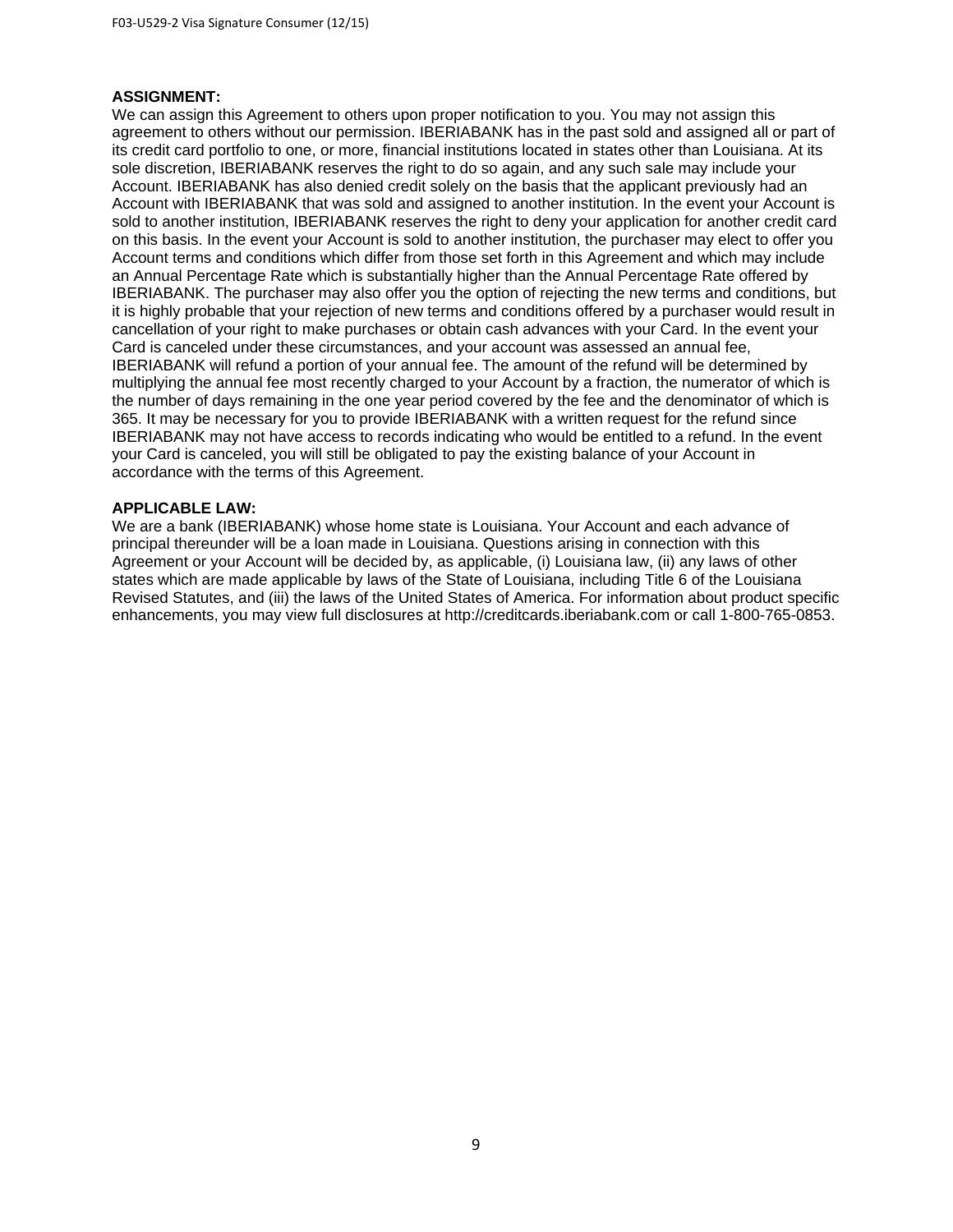**ASSIGNMENT:**
We can assign this Agreement to others upon proper notification to you. You may not assign this agreement to others without our permission. IBERIABANK has in the past sold and assigned all or part of its credit card portfolio to one, or more, financial institutions located in states other than Louisiana. At its sole discretion, IBERIABANK reserves the right to do so again, and any such sale may include your Account. IBERIABANK has also denied credit solely on the basis that the applicant previously had an Account with IBERIABANK that was sold and assigned to another institution. In the event your Account is sold to another institution, IBERIABANK reserves the right to deny your application for another credit card on this basis. In the event your Account is sold to another institution, the purchaser may elect to offer you Account terms and conditions which differ from those set forth in this Agreement and which may include an Annual Percentage Rate which is substantially higher than the Annual Percentage Rate offered by IBERIABANK. The purchaser may also offer you the option of rejecting the new terms and conditions, but it is highly probable that your rejection of new terms and conditions offered by a purchaser would result in cancellation of your right to make purchases or obtain cash advances with your Card. In the event your Card is canceled under these circumstances, and your account was assessed an annual fee, IBERIABANK will refund a portion of your annual fee. The amount of the refund will be determined by multiplying the annual fee most recently charged to your Account by a fraction, the numerator of which is the number of days remaining in the one year period covered by the fee and the denominator of which is 365. It may be necessary for you to provide IBERIABANK with a written request for the refund since IBERIABANK may not have access to records indicating who would be entitled to a refund. In the event your Card is canceled, you will still be obligated to pay the existing balance of your Account in accordance with the terms of this Agreement.

**APPLICABLE LAW:**
We are a bank (IBERIABANK) whose home state is Louisiana. Your Account and each advance of principal thereunder will be a loan made in Louisiana. Questions arising in connection with this Agreement or your Account will be decided by, as applicable, (i) Louisiana law, (ii) any laws of other states which are made applicable by laws of the State of Louisiana, including Title 6 of the Louisiana Revised Statutes, and (iii) the laws of the United States of America. For information about product specific enhancements, you may view full disclosures at http://creditcards.iberiabank.com or call 1-800-765-0853.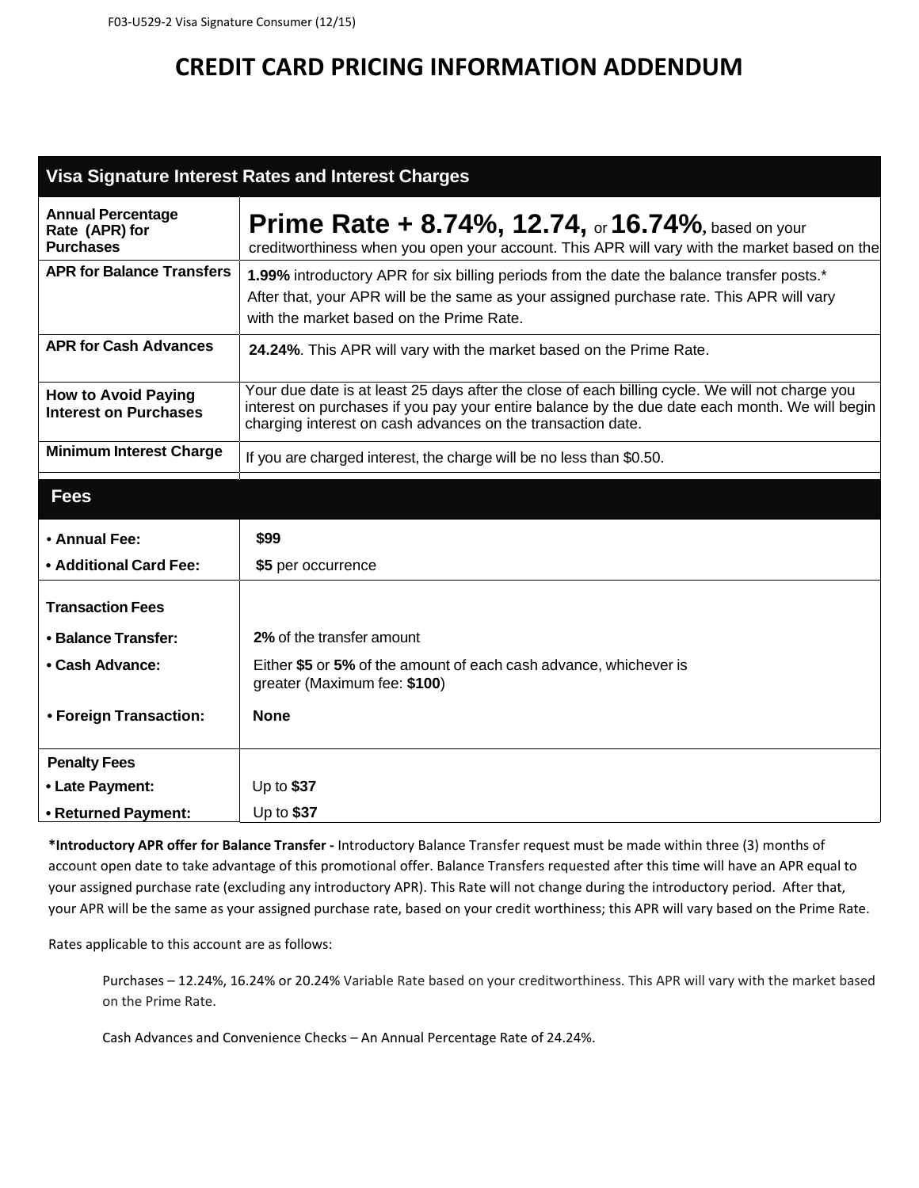F03-U529-2 Visa Signature Consumer (12/15)

# CREDIT CARD PRICING INFORMATION ADDENDUM

| Visa Signature Interest Rates and Interest Charges | |
|---|---|
| **Annual Percentage Rate (APR) for Purchases** | **Prime Rate + 8.74%, 12.74,** or **16.74%**, based on your creditworthiness when you open your account. This APR will vary with the market based on the |
| **APR for Balance Transfers** | **1.99%** introductory APR for six billing periods from the date the balance transfer posts.* After that, your APR will be the same as your assigned purchase rate. This APR will vary with the market based on the Prime Rate. |
| **APR for Cash Advances** | **24.24%**. This APR will vary with the market based on the Prime Rate. |
| **How to Avoid Paying Interest on Purchases** | Your due date is at least 25 days after the close of each billing cycle. We will not charge you interest on purchases if you pay your entire balance by the due date each month. We will begin charging interest on cash advances on the transaction date. |
| **Minimum Interest Charge** | If you are charged interest, the charge will be no less than $0.50. |
| **Fees** | |
| • **Annual Fee:** | **$99** |
| • **Additional Card Fee:** | **$5** per occurrence |
| **Transaction Fees** | |
| • **Balance Transfer:** | **2%** of the transfer amount |
| • **Cash Advance:** | Either **$5** or **5%** of the amount of each cash advance, whichever is greater (Maximum fee: **$100**) |
| • **Foreign Transaction:** | **None** |
| **Penalty Fees** | |
| • **Late Payment:** | Up to **$37** |
| • **Returned Payment:** | Up to **$37** |

**\*Introductory APR offer for Balance Transfer -** Introductory Balance Transfer request must be made within three (3) months of account open date to take advantage of this promotional offer. Balance Transfers requested after this time will have an APR equal to your assigned purchase rate (excluding any introductory APR). This Rate will not change during the introductory period. After that, your APR will be the same as your assigned purchase rate, based on your credit worthiness; this APR will vary based on the Prime Rate.

Rates applicable to this account are as follows:

Purchases – 12.24%, 16.24% or 20.24% Variable Rate based on your creditworthiness. This APR will vary with the market based on the Prime Rate.

Cash Advances and Convenience Checks – An Annual Percentage Rate of 24.24%.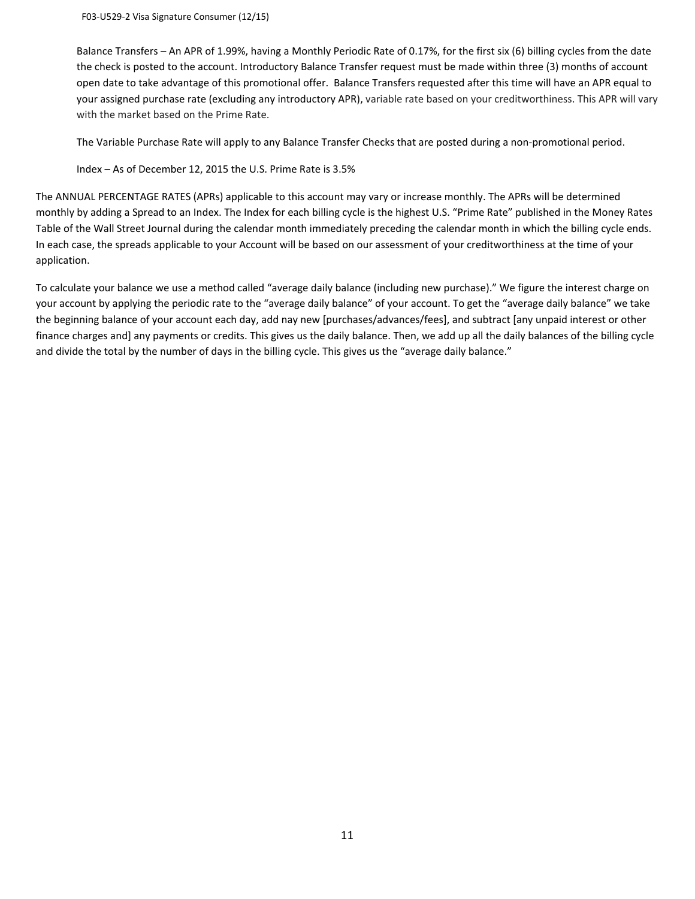Balance Transfers – An APR of 1.99%, having a Monthly Periodic Rate of 0.17%, for the first six (6) billing cycles from the date the check is posted to the account. Introductory Balance Transfer request must be made within three (3) months of account open date to take advantage of this promotional offer. Balance Transfers requested after this time will have an APR equal to your assigned purchase rate (excluding any introductory APR), variable rate based on your creditworthiness. This APR will vary with the market based on the Prime Rate.

The Variable Purchase Rate will apply to any Balance Transfer Checks that are posted during a non-promotional period.

Index – As of December 12, 2015 the U.S. Prime Rate is 3.5%

The ANNUAL PERCENTAGE RATES (APRs) applicable to this account may vary or increase monthly. The APRs will be determined monthly by adding a Spread to an Index. The Index for each billing cycle is the highest U.S. "Prime Rate" published in the Money Rates Table of the Wall Street Journal during the calendar month immediately preceding the calendar month in which the billing cycle ends. In each case, the spreads applicable to your Account will be based on our assessment of your creditworthiness at the time of your application.

To calculate your balance we use a method called "average daily balance (including new purchase)." We figure the interest charge on your account by applying the periodic rate to the "average daily balance" of your account. To get the "average daily balance" we take the beginning balance of your account each day, add nay new [purchases/advances/fees], and subtract [any unpaid interest or other finance charges and] any payments or credits. This gives us the daily balance. Then, we add up all the daily balances of the billing cycle and divide the total by the number of days in the billing cycle. This gives us the "average daily balance."